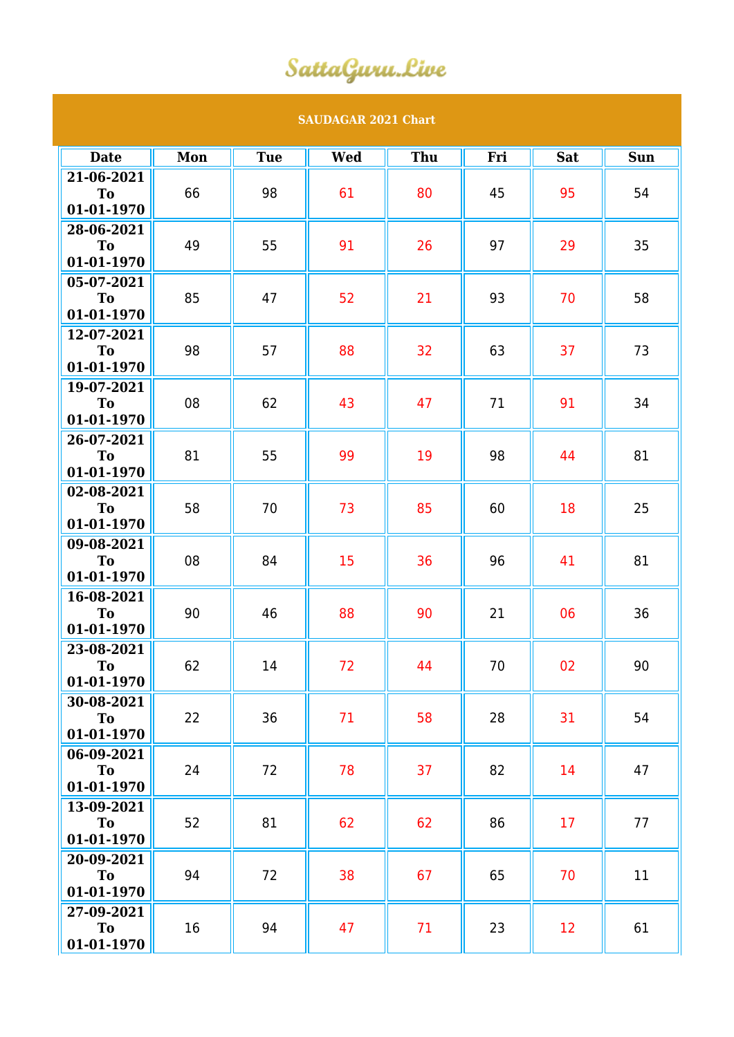# SattaGuru.Live

## SAUDAGAR 2021 Chart

| Date | Mon | Tue | Wed | Thu | Fri | Sat | Sun |
|---|---|---|---|---|---|---|---|
| 21-06-2021 To 01-01-1970 | 66 | 98 | 61 | 80 | 45 | 95 | 54 |
| 28-06-2021 To 01-01-1970 | 49 | 55 | 91 | 26 | 97 | 29 | 35 |
| 05-07-2021 To 01-01-1970 | 85 | 47 | 52 | 21 | 93 | 70 | 58 |
| 12-07-2021 To 01-01-1970 | 98 | 57 | 88 | 32 | 63 | 37 | 73 |
| 19-07-2021 To 01-01-1970 | 08 | 62 | 43 | 47 | 71 | 91 | 34 |
| 26-07-2021 To 01-01-1970 | 81 | 55 | 99 | 19 | 98 | 44 | 81 |
| 02-08-2021 To 01-01-1970 | 58 | 70 | 73 | 85 | 60 | 18 | 25 |
| 09-08-2021 To 01-01-1970 | 08 | 84 | 15 | 36 | 96 | 41 | 81 |
| 16-08-2021 To 01-01-1970 | 90 | 46 | 88 | 90 | 21 | 06 | 36 |
| 23-08-2021 To 01-01-1970 | 62 | 14 | 72 | 44 | 70 | 02 | 90 |
| 30-08-2021 To 01-01-1970 | 22 | 36 | 71 | 58 | 28 | 31 | 54 |
| 06-09-2021 To 01-01-1970 | 24 | 72 | 78 | 37 | 82 | 14 | 47 |
| 13-09-2021 To 01-01-1970 | 52 | 81 | 62 | 62 | 86 | 17 | 77 |
| 20-09-2021 To 01-01-1970 | 94 | 72 | 38 | 67 | 65 | 70 | 11 |
| 27-09-2021 To 01-01-1970 | 16 | 94 | 47 | 71 | 23 | 12 | 61 |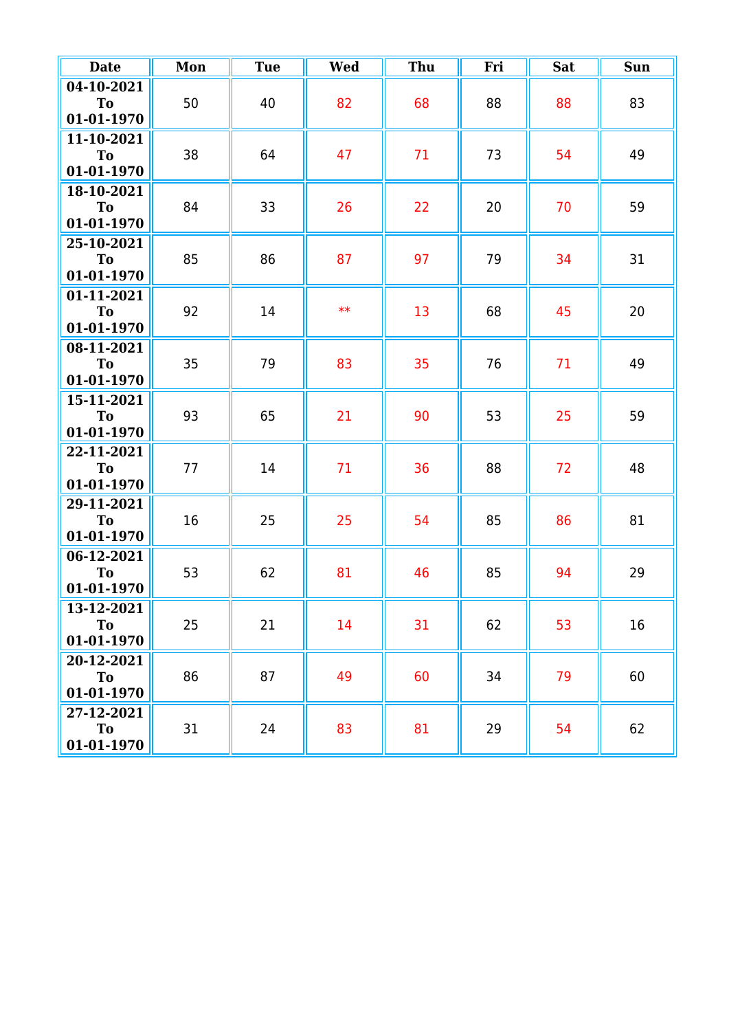| Date | Mon | Tue | Wed | Thu | Fri | Sat | Sun |
|---|---|---|---|---|---|---|---|
| **04-10-2021 To 01-01-1970** | 50 | 40 | 82 | 68 | 88 | 88 | 83 |
| **11-10-2021 To 01-01-1970** | 38 | 64 | 47 | 71 | 73 | 54 | 49 |
| **18-10-2021 To 01-01-1970** | 84 | 33 | 26 | 22 | 20 | 70 | 59 |
| **25-10-2021 To 01-01-1970** | 85 | 86 | 87 | 97 | 79 | 34 | 31 |
| **01-11-2021 To 01-01-1970** | 92 | 14 | ** | 13 | 68 | 45 | 20 |
| **08-11-2021 To 01-01-1970** | 35 | 79 | 83 | 35 | 76 | 71 | 49 |
| **15-11-2021 To 01-01-1970** | 93 | 65 | 21 | 90 | 53 | 25 | 59 |
| **22-11-2021 To 01-01-1970** | 77 | 14 | 71 | 36 | 88 | 72 | 48 |
| **29-11-2021 To 01-01-1970** | 16 | 25 | 25 | 54 | 85 | 86 | 81 |
| **06-12-2021 To 01-01-1970** | 53 | 62 | 81 | 46 | 85 | 94 | 29 |
| **13-12-2021 To 01-01-1970** | 25 | 21 | 14 | 31 | 62 | 53 | 16 |
| **20-12-2021 To 01-01-1970** | 86 | 87 | 49 | 60 | 34 | 79 | 60 |
| **27-12-2021 To 01-01-1970** | 31 | 24 | 83 | 81 | 29 | 54 | 62 |